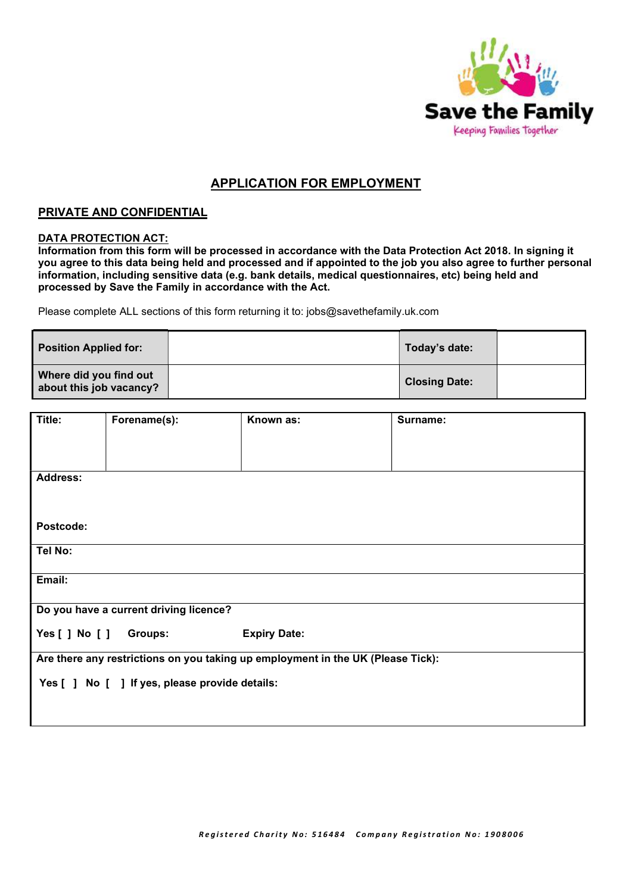Save the Family

Keeping Families Together

# APPLICATION FOR EMPLOYMENT

## PRIVATE AND CONFIDENTIAL

**DATA PROTECTION ACT:**

**Information from this form will be processed in accordance with the Data Protection Act 2018. In signing it you agree to this data being held and processed and if appointed to the job you also agree to further personal information, including sensitive data (e.g. bank details, medical questionnaires, etc) being held and processed by Save the Family in accordance with the Act.**

Please complete ALL sections of this form returning it to: jobs@savethefamily.uk.com

| **Position Applied for:** | | **Today's date:** | |
|---|---|---|---|
| **Where did you find out about this job vacancy?** | | **Closing Date:** | |

| **Title:** | **Forename(s):** | **Known as:** | **Surname:** |
|---|---|---|---|
| **Address:**<br><br>**Postcode:** | | | |
| **Tel No:** | | | |
| **Email:** | | | |
| **Do you have a current driving licence?**<br>**Yes [ ] No [ ] Groups: Expiry Date:** | | | |
| **Are there any restrictions on you taking up employment in the UK (Please Tick):**<br>**Yes [ ] No [ ] If yes, please provide details:** | | | |

***Registered Charity No: 516484 Company Registration No: 1908006***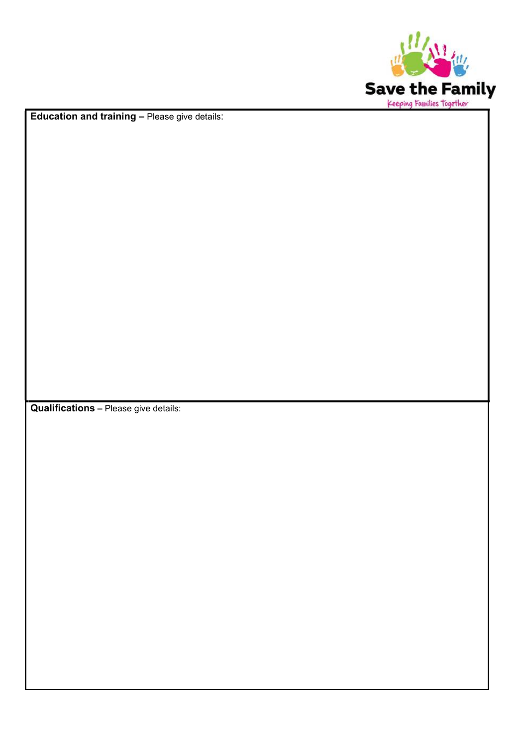**Education and training –** Please give details:

**Qualifications –** Please give details: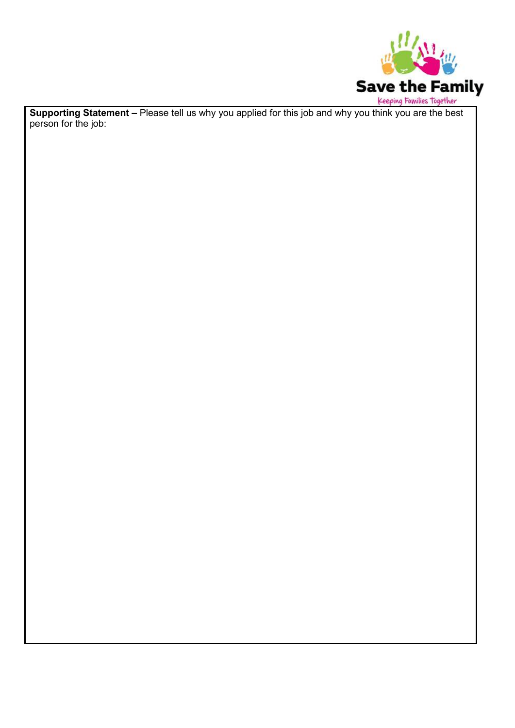**Supporting Statement –** Please tell us why you applied for this job and why you think you are the best person for the job: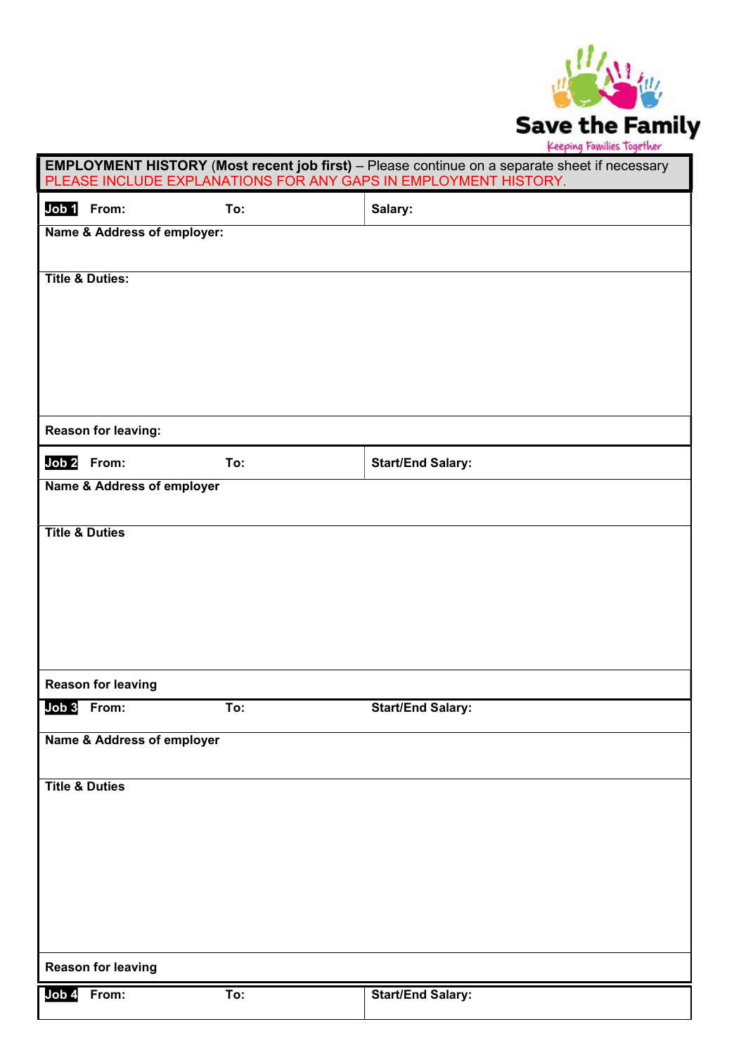Save the Family
Keeping Families Together

| **EMPLOYMENT HISTORY** (**Most recent job first)** – Please continue on a separate sheet if necessary<br>PLEASE INCLUDE EXPLANATIONS FOR ANY GAPS IN EMPLOYMENT HISTORY. | |
|---|---|
| **Job 1** **From:** **To:** | **Salary:** |
| **Name & Address of employer:** | |
| **Title & Duties:** | |
| **Reason for leaving:** | |
| **Job 2** **From:** **To:** | **Start/End Salary:** |
| **Name & Address of employer** | |
| **Title & Duties** | |
| **Reason for leaving** | |
| **Job 3** **From:** **To:** | **Start/End Salary:** |
| **Name & Address of employer** | |
| **Title & Duties** | |
| **Reason for leaving** | |
| **Job 4** **From:** **To:** | **Start/End Salary:** |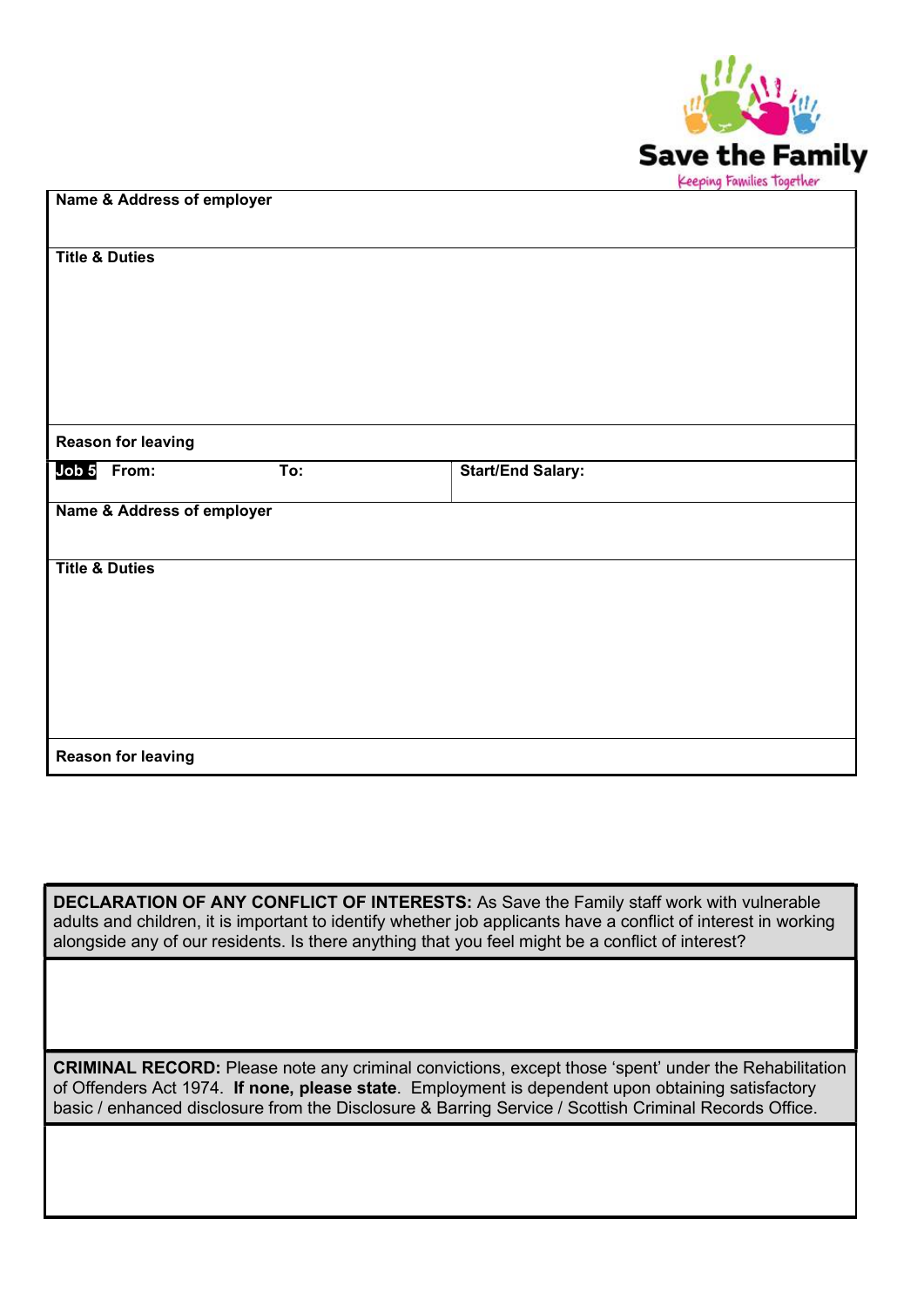Save the Family
Keeping Families Together

| Name & Address of employer | |
|---|---|
| **Title & Duties** | |
| **Reason for leaving** | |

| **Job 5** From: | To: | Start/End Salary: |
|---|---|---|
| **Name & Address of employer** | | |
| **Title & Duties** | | |
| **Reason for leaving** | | |

| **DECLARATION OF ANY CONFLICT OF INTERESTS:** As Save the Family staff work with vulnerable adults and children, it is important to identify whether job applicants have a conflict of interest in working alongside any of our residents. Is there anything that you feel might be a conflict of interest? |
|---|
| |

| **CRIMINAL RECORD:** Please note any criminal convictions, except those 'spent' under the Rehabilitation of Offenders Act 1974. **If none, please state**. Employment is dependent upon obtaining satisfactory basic / enhanced disclosure from the Disclosure & Barring Service / Scottish Criminal Records Office. |
|---|
| |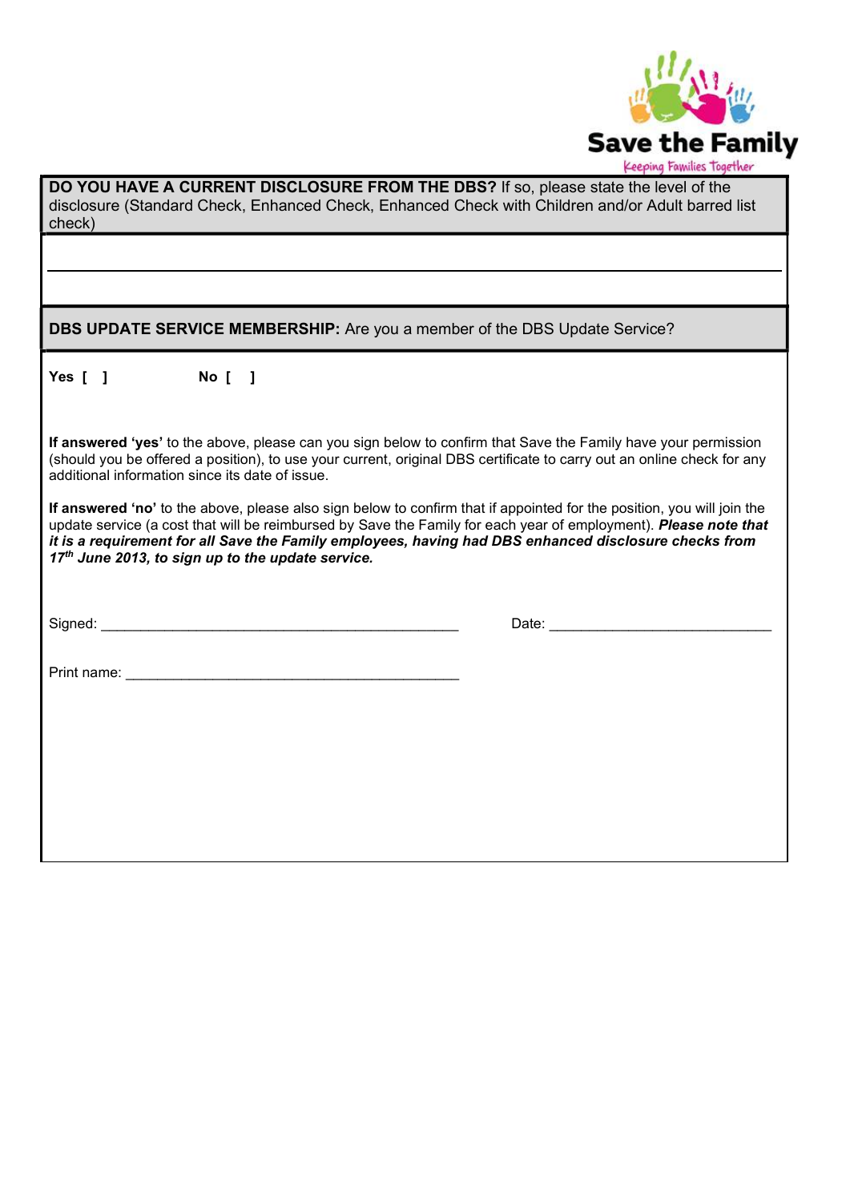Save the Family
Keeping Families Together

**DO YOU HAVE A CURRENT DISCLOSURE FROM THE DBS?** If so, please state the level of the disclosure (Standard Check, Enhanced Check, Enhanced Check with Children and/or Adult barred list check)

______________________________________________________________________________

**DBS UPDATE SERVICE MEMBERSHIP:** Are you a member of the DBS Update Service?

**Yes [ ]** **No [ ]**

**If answered 'yes'** to the above, please can you sign below to confirm that Save the Family have your permission (should you be offered a position), to use your current, original DBS certificate to carry out an online check for any additional information since its date of issue.

**If answered 'no'** to the above, please also sign below to confirm that if appointed for the position, you will join the update service (a cost that will be reimbursed by Save the Family for each year of employment). ***Please note that it is a requirement for all Save the Family employees, having had DBS enhanced disclosure checks from 17th June 2013, to sign up to the update service.***

Signed: _______________________________________________ Date: _____________________________

Print name: ___________________________________________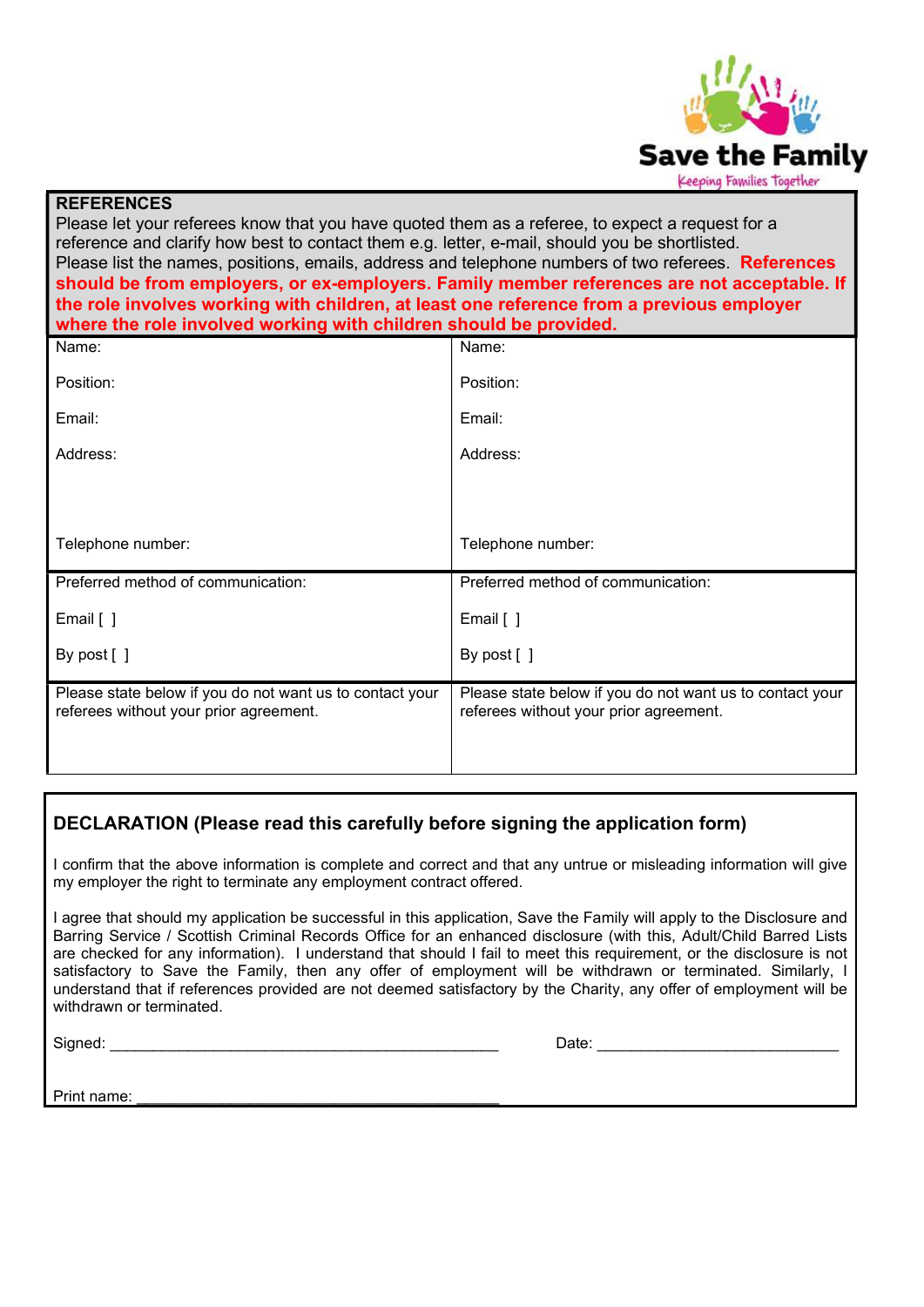Save the Family

Keeping Families Together

## REFERENCES

Please let your referees know that you have quoted them as a referee, to expect a request for a reference and clarify how best to contact them e.g. letter, e-mail, should you be shortlisted.

Please list the names, positions, emails, address and telephone numbers of two referees. **References should be from employers, or ex-employers. Family member references are not acceptable. If the role involves working with children, at least one reference from a previous employer where the role involved working with children should be provided.**

| | |
|---|---|
| Name:<br><br>Position:<br><br>Email:<br><br>Address:<br><br><br><br>Telephone number: | Name:<br><br>Position:<br><br>Email:<br><br>Address:<br><br><br><br>Telephone number: |
| Preferred method of communication:<br><br>Email [ ]<br><br>By post [ ] | Preferred method of communication:<br><br>Email [ ]<br><br>By post [ ] |
| Please state below if you do not want us to contact your referees without your prior agreement. | Please state below if you do not want us to contact your referees without your prior agreement. |

## DECLARATION (Please read this carefully before signing the application form)

I confirm that the above information is complete and correct and that any untrue or misleading information will give my employer the right to terminate any employment contract offered.

I agree that should my application be successful in this application, Save the Family will apply to the Disclosure and Barring Service / Scottish Criminal Records Office for an enhanced disclosure (with this, Adult/Child Barred Lists are checked for any information). I understand that should I fail to meet this requirement, or the disclosure is not satisfactory to Save the Family, then any offer of employment will be withdrawn or terminated. Similarly, I understand that if references provided are not deemed satisfactory by the Charity, any offer of employment will be withdrawn or terminated.

Signed: ______________________________________________ Date: ____________________________

Print name: __________________________________________